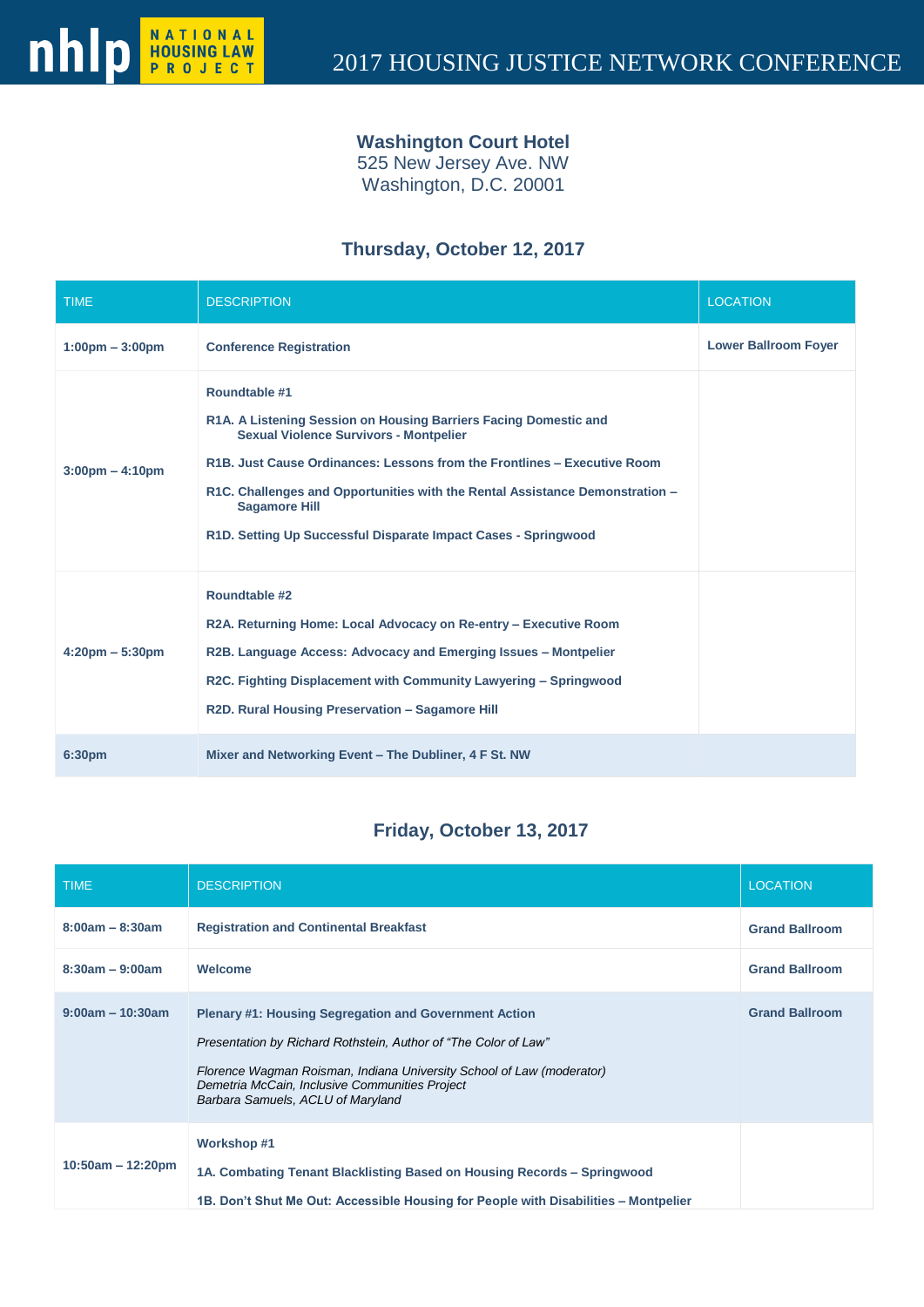# 2017 HOUSING JUSTICE NETWORK CONFERENCE

**Washington Court Hotel**
525 New Jersey Ave. NW
Washington, D.C. 20001

## Thursday, October 12, 2017

| TIME | DESCRIPTION | LOCATION |
|---|---|---|
| **1:00pm – 3:00pm** | **Conference Registration** | **Lower Ballroom Foyer** |
| **3:00pm – 4:10pm** | **Roundtable #1**<br>**R1A. A Listening Session on Housing Barriers Facing Domestic and Sexual Violence Survivors - Montpelier**<br>**R1B. Just Cause Ordinances: Lessons from the Frontlines – Executive Room**<br>**R1C. Challenges and Opportunities with the Rental Assistance Demonstration – Sagamore Hill**<br>**R1D. Setting Up Successful Disparate Impact Cases - Springwood** | |
| **4:20pm – 5:30pm** | **Roundtable #2**<br>**R2A. Returning Home: Local Advocacy on Re-entry – Executive Room**<br>**R2B. Language Access: Advocacy and Emerging Issues – Montpelier**<br>**R2C. Fighting Displacement with Community Lawyering – Springwood**<br>**R2D. Rural Housing Preservation – Sagamore Hill** | |
| **6:30pm** | **Mixer and Networking Event – The Dubliner, 4 F St. NW** | |

## Friday, October 13, 2017

| TIME | DESCRIPTION | LOCATION |
|---|---|---|
| **8:00am – 8:30am** | **Registration and Continental Breakfast** | **Grand Ballroom** |
| **8:30am – 9:00am** | **Welcome** | **Grand Ballroom** |
| **9:00am – 10:30am** | **Plenary #1: Housing Segregation and Government Action**<br>*Presentation by Richard Rothstein, Author of "The Color of Law"*<br>*Florence Wagman Roisman, Indiana University School of Law (moderator)*<br>*Demetria McCain, Inclusive Communities Project*<br>*Barbara Samuels, ACLU of Maryland* | **Grand Ballroom** |
| **10:50am – 12:20pm** | **Workshop #1**<br>**1A. Combating Tenant Blacklisting Based on Housing Records – Springwood**<br>**1B. Don't Shut Me Out: Accessible Housing for People with Disabilities – Montpelier** | |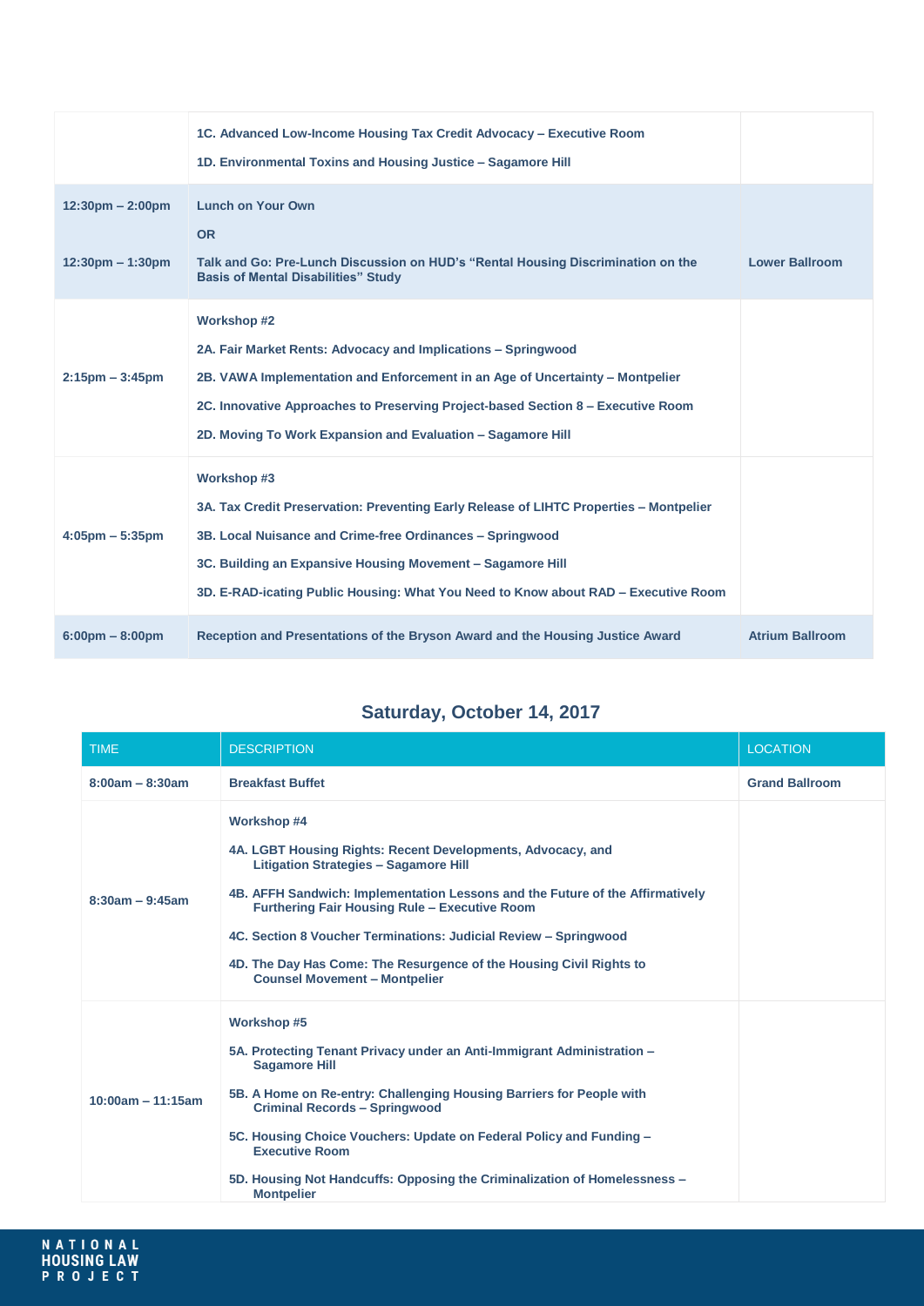| | | |
|---|---|---|
| | **1C. Advanced Low-Income Housing Tax Credit Advocacy – Executive Room**<br>**1D. Environmental Toxins and Housing Justice – Sagamore Hill** | |
| **12:30pm – 2:00pm**<br><br>**12:30pm – 1:30pm** | **Lunch on Your Own**<br>**OR**<br>**Talk and Go: Pre-Lunch Discussion on HUD's "Rental Housing Discrimination on the Basis of Mental Disabilities" Study** | **Lower Ballroom** |
| **2:15pm – 3:45pm** | **Workshop #2**<br>**2A. Fair Market Rents: Advocacy and Implications – Springwood**<br>**2B. VAWA Implementation and Enforcement in an Age of Uncertainty – Montpelier**<br>**2C. Innovative Approaches to Preserving Project-based Section 8 – Executive Room**<br>**2D. Moving To Work Expansion and Evaluation – Sagamore Hill** | |
| **4:05pm – 5:35pm** | **Workshop #3**<br>**3A. Tax Credit Preservation: Preventing Early Release of LIHTC Properties – Montpelier**<br>**3B. Local Nuisance and Crime-free Ordinances – Springwood**<br>**3C. Building an Expansive Housing Movement – Sagamore Hill**<br>**3D. E-RAD-icating Public Housing: What You Need to Know about RAD – Executive Room** | |
| **6:00pm – 8:00pm** | **Reception and Presentations of the Bryson Award and the Housing Justice Award** | **Atrium Ballroom** |

## Saturday, October 14, 2017

| TIME | DESCRIPTION | LOCATION |
|---|---|---|
| **8:00am – 8:30am** | **Breakfast Buffet** | **Grand Ballroom** |
| **8:30am – 9:45am** | **Workshop #4**<br>**4A. LGBT Housing Rights: Recent Developments, Advocacy, and Litigation Strategies – Sagamore Hill**<br>**4B. AFFH Sandwich: Implementation Lessons and the Future of the Affirmatively Furthering Fair Housing Rule – Executive Room**<br>**4C. Section 8 Voucher Terminations: Judicial Review – Springwood**<br>**4D. The Day Has Come: The Resurgence of the Housing Civil Rights to Counsel Movement – Montpelier** | |
| **10:00am – 11:15am** | **Workshop #5**<br>**5A. Protecting Tenant Privacy under an Anti-Immigrant Administration – Sagamore Hill**<br>**5B. A Home on Re-entry: Challenging Housing Barriers for People with Criminal Records – Springwood**<br>**5C. Housing Choice Vouchers: Update on Federal Policy and Funding – Executive Room**<br>**5D. Housing Not Handcuffs: Opposing the Criminalization of Homelessness – Montpelier** | |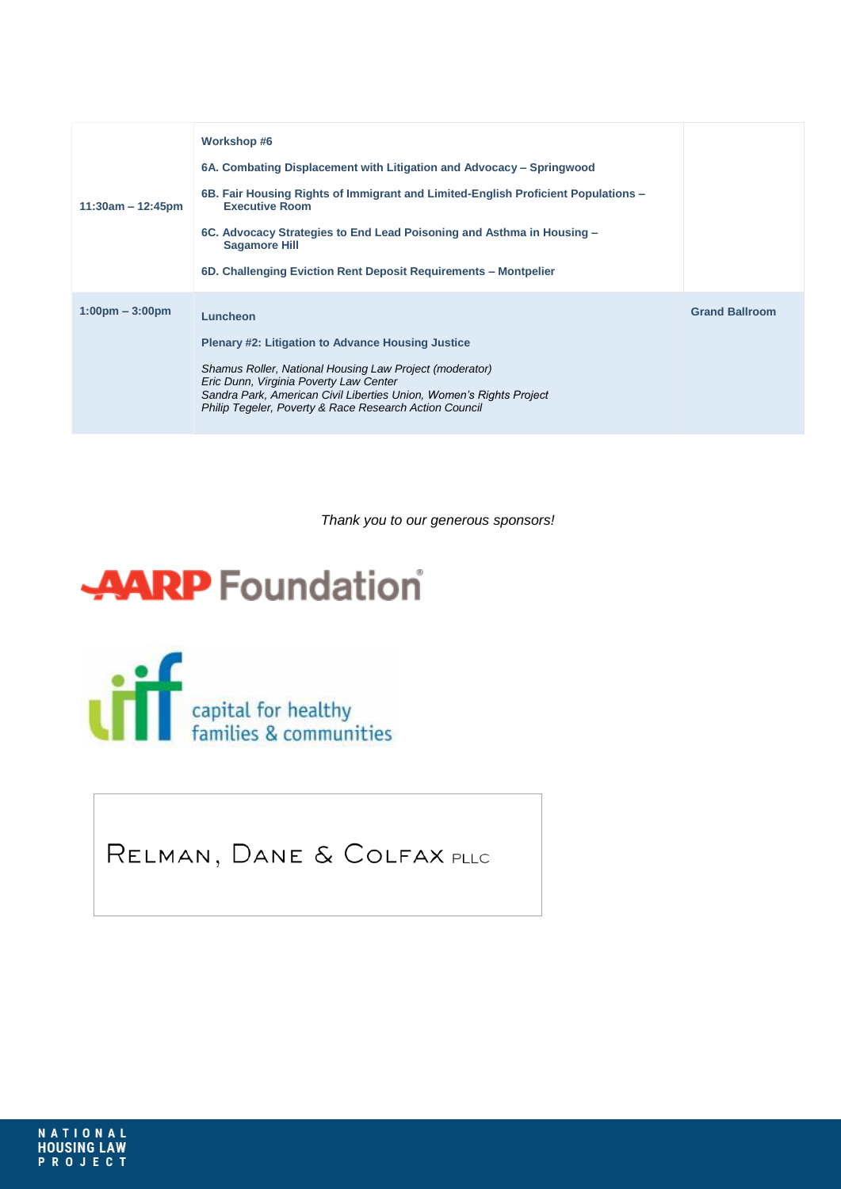| | | |
|---|---|---|
| 11:30am – 12:45pm | **Workshop #6**<br>6A. Combating Displacement with Litigation and Advocacy – Springwood<br>6B. Fair Housing Rights of Immigrant and Limited-English Proficient Populations – Executive Room<br>6C. Advocacy Strategies to End Lead Poisoning and Asthma in Housing – Sagamore Hill<br>6D. Challenging Eviction Rent Deposit Requirements – Montpelier | |
| 1:00pm – 3:00pm | **Luncheon**<br>**Plenary #2: Litigation to Advance Housing Justice**<br>*Shamus Roller, National Housing Law Project (moderator)*<br>*Eric Dunn, Virginia Poverty Law Center*<br>*Sandra Park, American Civil Liberties Union, Women's Rights Project*<br>*Philip Tegeler, Poverty & Race Research Action Council* | Grand Ballroom |

*Thank you to our generous sponsors!*

AARP Foundation

iff capital for healthy families & communities

RELMAN, DANE & COLFAX PLLC